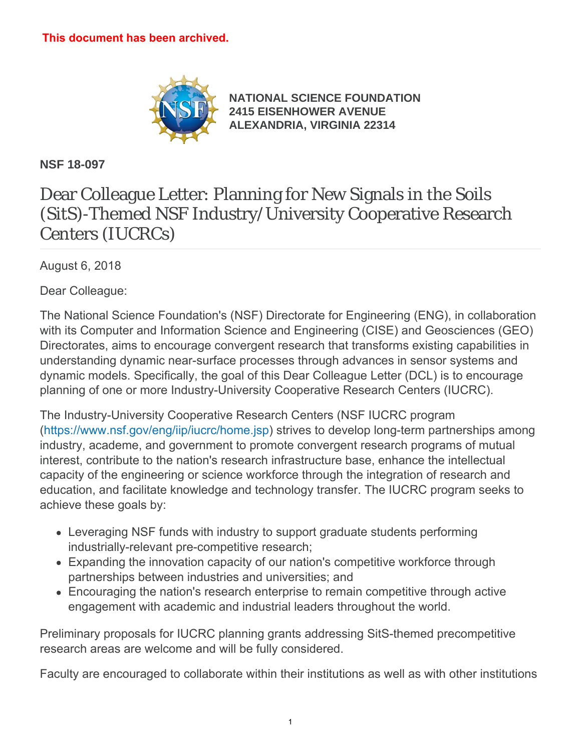**This document has been archived.**

**NATIONAL SCIENCE FOUNDATION**
**2415 EISENHOWER AVENUE**
**ALEXANDRIA, VIRGINIA 22314**

**NSF 18-097**

# Dear Colleague Letter: Planning for New Signals in the Soils (SitS)-Themed NSF Industry/University Cooperative Research Centers (IUCRCs)

August 6, 2018

Dear Colleague:

The National Science Foundation's (NSF) Directorate for Engineering (ENG), in collaboration with its Computer and Information Science and Engineering (CISE) and Geosciences (GEO) Directorates, aims to encourage convergent research that transforms existing capabilities in understanding dynamic near-surface processes through advances in sensor systems and dynamic models. Specifically, the goal of this Dear Colleague Letter (DCL) is to encourage planning of one or more Industry-University Cooperative Research Centers (IUCRC).

The Industry-University Cooperative Research Centers (NSF IUCRC program (https://www.nsf.gov/eng/iip/iucrc/home.jsp) strives to develop long-term partnerships among industry, academe, and government to promote convergent research programs of mutual interest, contribute to the nation's research infrastructure base, enhance the intellectual capacity of the engineering or science workforce through the integration of research and education, and facilitate knowledge and technology transfer. The IUCRC program seeks to achieve these goals by:

- Leveraging NSF funds with industry to support graduate students performing industrially-relevant pre-competitive research;
- Expanding the innovation capacity of our nation's competitive workforce through partnerships between industries and universities; and
- Encouraging the nation's research enterprise to remain competitive through active engagement with academic and industrial leaders throughout the world.

Preliminary proposals for IUCRC planning grants addressing SitS-themed precompetitive research areas are welcome and will be fully considered.

Faculty are encouraged to collaborate within their institutions as well as with other institutions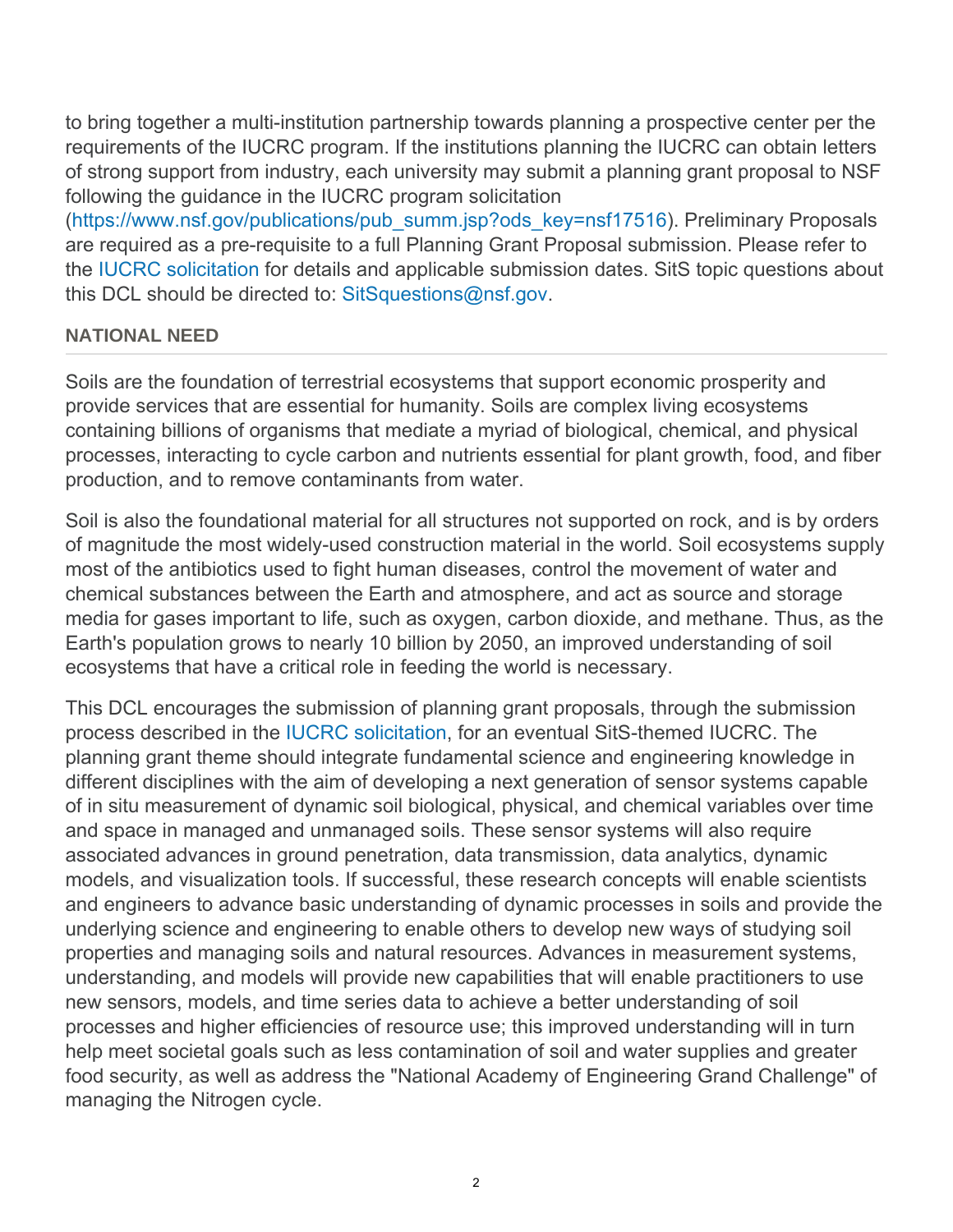to bring together a multi-institution partnership towards planning a prospective center per the requirements of the IUCRC program. If the institutions planning the IUCRC can obtain letters of strong support from industry, each university may submit a planning grant proposal to NSF following the guidance in the IUCRC program solicitation (https://www.nsf.gov/publications/pub_summ.jsp?ods_key=nsf17516). Preliminary Proposals are required as a pre-requisite to a full Planning Grant Proposal submission. Please refer to the IUCRC solicitation for details and applicable submission dates. SitS topic questions about this DCL should be directed to: SitSquestions@nsf.gov.

### NATIONAL NEED

Soils are the foundation of terrestrial ecosystems that support economic prosperity and provide services that are essential for humanity. Soils are complex living ecosystems containing billions of organisms that mediate a myriad of biological, chemical, and physical processes, interacting to cycle carbon and nutrients essential for plant growth, food, and fiber production, and to remove contaminants from water.

Soil is also the foundational material for all structures not supported on rock, and is by orders of magnitude the most widely-used construction material in the world. Soil ecosystems supply most of the antibiotics used to fight human diseases, control the movement of water and chemical substances between the Earth and atmosphere, and act as source and storage media for gases important to life, such as oxygen, carbon dioxide, and methane. Thus, as the Earth's population grows to nearly 10 billion by 2050, an improved understanding of soil ecosystems that have a critical role in feeding the world is necessary.

This DCL encourages the submission of planning grant proposals, through the submission process described in the IUCRC solicitation, for an eventual SitS-themed IUCRC. The planning grant theme should integrate fundamental science and engineering knowledge in different disciplines with the aim of developing a next generation of sensor systems capable of in situ measurement of dynamic soil biological, physical, and chemical variables over time and space in managed and unmanaged soils. These sensor systems will also require associated advances in ground penetration, data transmission, data analytics, dynamic models, and visualization tools. If successful, these research concepts will enable scientists and engineers to advance basic understanding of dynamic processes in soils and provide the underlying science and engineering to enable others to develop new ways of studying soil properties and managing soils and natural resources. Advances in measurement systems, understanding, and models will provide new capabilities that will enable practitioners to use new sensors, models, and time series data to achieve a better understanding of soil processes and higher efficiencies of resource use; this improved understanding will in turn help meet societal goals such as less contamination of soil and water supplies and greater food security, as well as address the "National Academy of Engineering Grand Challenge" of managing the Nitrogen cycle.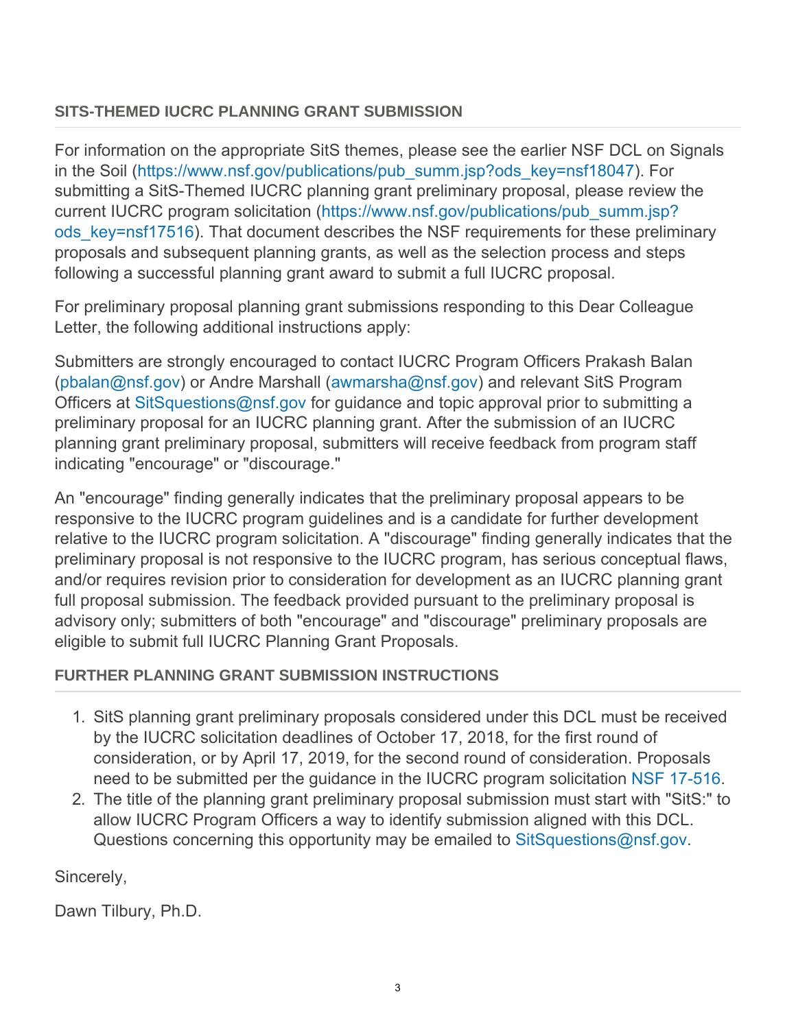### SITS-THEMED IUCRC PLANNING GRANT SUBMISSION

For information on the appropriate SitS themes, please see the earlier NSF DCL on Signals in the Soil (https://www.nsf.gov/publications/pub_summ.jsp?ods_key=nsf18047). For submitting a SitS-Themed IUCRC planning grant preliminary proposal, please review the current IUCRC program solicitation (https://www.nsf.gov/publications/pub_summ.jsp?ods_key=nsf17516). That document describes the NSF requirements for these preliminary proposals and subsequent planning grants, as well as the selection process and steps following a successful planning grant award to submit a full IUCRC proposal.

For preliminary proposal planning grant submissions responding to this Dear Colleague Letter, the following additional instructions apply:

Submitters are strongly encouraged to contact IUCRC Program Officers Prakash Balan (pbalan@nsf.gov) or Andre Marshall (awmarsha@nsf.gov) and relevant SitS Program Officers at SitSquestions@nsf.gov for guidance and topic approval prior to submitting a preliminary proposal for an IUCRC planning grant. After the submission of an IUCRC planning grant preliminary proposal, submitters will receive feedback from program staff indicating "encourage" or "discourage."

An "encourage" finding generally indicates that the preliminary proposal appears to be responsive to the IUCRC program guidelines and is a candidate for further development relative to the IUCRC program solicitation. A "discourage" finding generally indicates that the preliminary proposal is not responsive to the IUCRC program, has serious conceptual flaws, and/or requires revision prior to consideration for development as an IUCRC planning grant full proposal submission. The feedback provided pursuant to the preliminary proposal is advisory only; submitters of both "encourage" and "discourage" preliminary proposals are eligible to submit full IUCRC Planning Grant Proposals.

### FURTHER PLANNING GRANT SUBMISSION INSTRUCTIONS

1. SitS planning grant preliminary proposals considered under this DCL must be received by the IUCRC solicitation deadlines of October 17, 2018, for the first round of consideration, or by April 17, 2019, for the second round of consideration. Proposals need to be submitted per the guidance in the IUCRC program solicitation NSF 17-516.
2. The title of the planning grant preliminary proposal submission must start with "SitS:" to allow IUCRC Program Officers a way to identify submission aligned with this DCL. Questions concerning this opportunity may be emailed to SitSquestions@nsf.gov.

Sincerely,

Dawn Tilbury, Ph.D.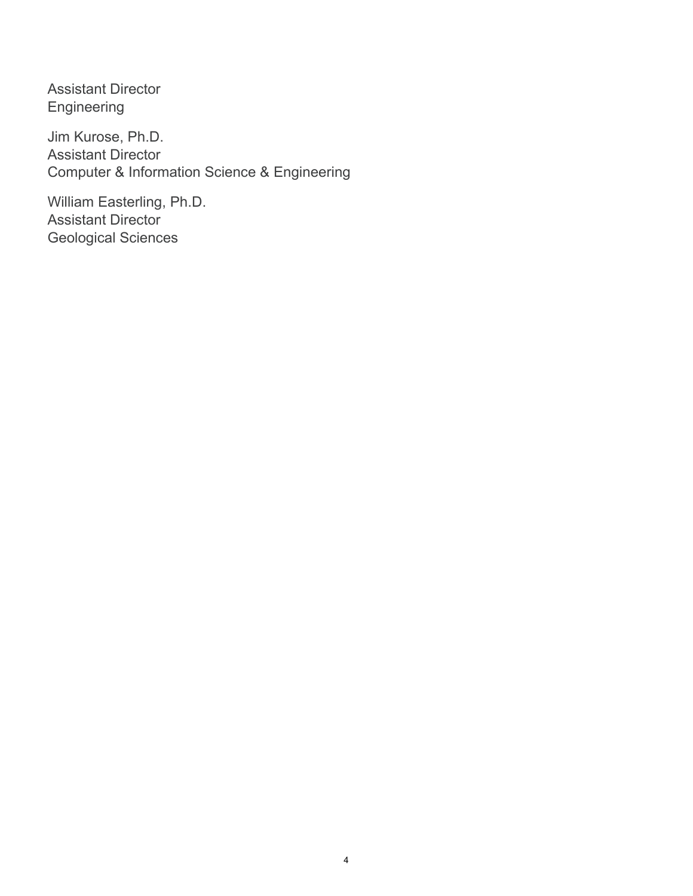Assistant Director
Engineering

Jim Kurose, Ph.D.
Assistant Director
Computer & Information Science & Engineering

William Easterling, Ph.D.
Assistant Director
Geological Sciences